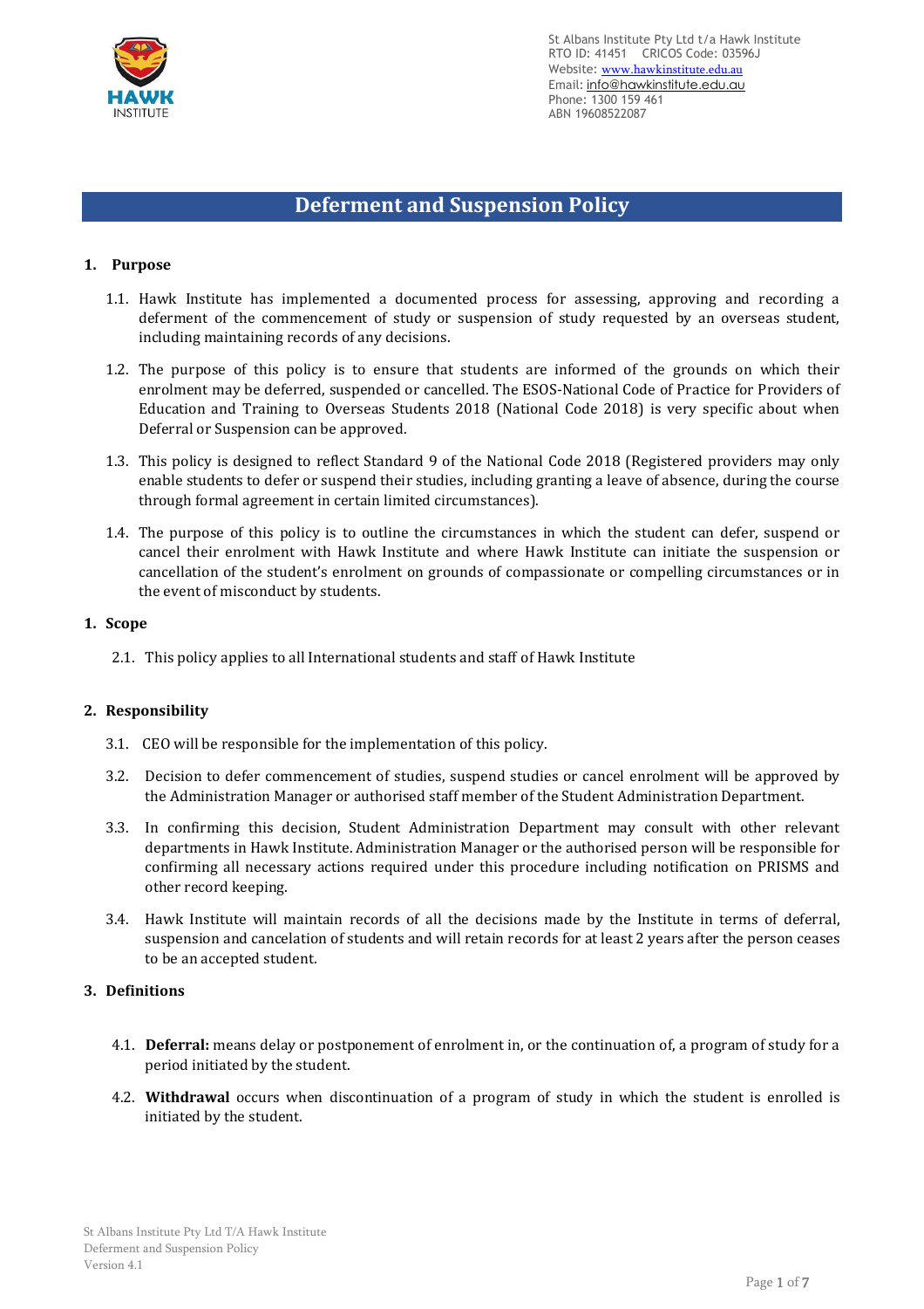St Albans Institute Pty Ltd t/a Hawk Institute
RTO ID: 41451 CRICOS Code: 03596J
Website: www.hawkinstitute.edu.au
Email: info@hawkinstitute.edu.au
Phone: 1300 159 461
ABN 19608522087

# Deferment and Suspension Policy

## 1. Purpose

1.1. Hawk Institute has implemented a documented process for assessing, approving and recording a deferment of the commencement of study or suspension of study requested by an overseas student, including maintaining records of any decisions.

1.2. The purpose of this policy is to ensure that students are informed of the grounds on which their enrolment may be deferred, suspended or cancelled. The ESOS-National Code of Practice for Providers of Education and Training to Overseas Students 2018 (National Code 2018) is very specific about when Deferral or Suspension can be approved.

1.3. This policy is designed to reflect Standard 9 of the National Code 2018 (Registered providers may only enable students to defer or suspend their studies, including granting a leave of absence, during the course through formal agreement in certain limited circumstances).

1.4. The purpose of this policy is to outline the circumstances in which the student can defer, suspend or cancel their enrolment with Hawk Institute and where Hawk Institute can initiate the suspension or cancellation of the student's enrolment on grounds of compassionate or compelling circumstances or in the event of misconduct by students.

## 1. Scope

2.1. This policy applies to all International students and staff of Hawk Institute

## 2. Responsibility

3.1. CEO will be responsible for the implementation of this policy.

3.2. Decision to defer commencement of studies, suspend studies or cancel enrolment will be approved by the Administration Manager or authorised staff member of the Student Administration Department.

3.3. In confirming this decision, Student Administration Department may consult with other relevant departments in Hawk Institute. Administration Manager or the authorised person will be responsible for confirming all necessary actions required under this procedure including notification on PRISMS and other record keeping.

3.4. Hawk Institute will maintain records of all the decisions made by the Institute in terms of deferral, suspension and cancelation of students and will retain records for at least 2 years after the person ceases to be an accepted student.

## 3. Definitions

4.1. **Deferral:** means delay or postponement of enrolment in, or the continuation of, a program of study for a period initiated by the student.

4.2. **Withdrawal** occurs when discontinuation of a program of study in which the student is enrolled is initiated by the student.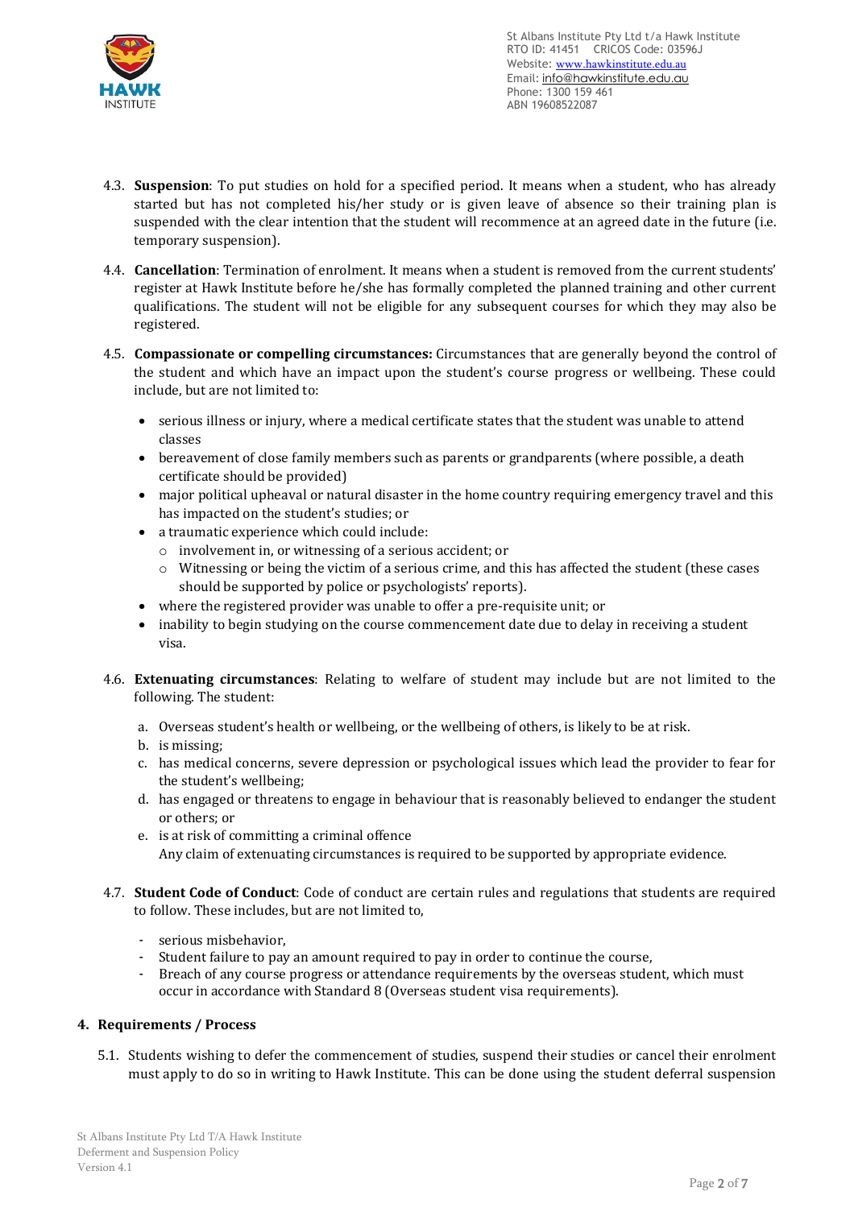4.3. **Suspension**: To put studies on hold for a specified period. It means when a student, who has already started but has not completed his/her study or is given leave of absence so their training plan is suspended with the clear intention that the student will recommence at an agreed date in the future (i.e. temporary suspension).

4.4. **Cancellation**: Termination of enrolment. It means when a student is removed from the current students' register at Hawk Institute before he/she has formally completed the planned training and other current qualifications. The student will not be eligible for any subsequent courses for which they may also be registered.

4.5. **Compassionate or compelling circumstances:** Circumstances that are generally beyond the control of the student and which have an impact upon the student's course progress or wellbeing. These could include, but are not limited to:

- serious illness or injury, where a medical certificate states that the student was unable to attend classes
- bereavement of close family members such as parents or grandparents (where possible, a death certificate should be provided)
- major political upheaval or natural disaster in the home country requiring emergency travel and this has impacted on the student's studies; or
- a traumatic experience which could include:
  - involvement in, or witnessing of a serious accident; or
  - Witnessing or being the victim of a serious crime, and this has affected the student (these cases should be supported by police or psychologists' reports).
- where the registered provider was unable to offer a pre-requisite unit; or
- inability to begin studying on the course commencement date due to delay in receiving a student visa.

4.6. **Extenuating circumstances**: Relating to welfare of student may include but are not limited to the following. The student:

a. Overseas student's health or wellbeing, or the wellbeing of others, is likely to be at risk.
b. is missing;
c. has medical concerns, severe depression or psychological issues which lead the provider to fear for the student's wellbeing;
d. has engaged or threatens to engage in behaviour that is reasonably believed to endanger the student or others; or
e. is at risk of committing a criminal offence
   Any claim of extenuating circumstances is required to be supported by appropriate evidence.

4.7. **Student Code of Conduct**: Code of conduct are certain rules and regulations that students are required to follow. These includes, but are not limited to,

- serious misbehavior,
- Student failure to pay an amount required to pay in order to continue the course,
- Breach of any course progress or attendance requirements by the overseas student, which must occur in accordance with Standard 8 (Overseas student visa requirements).

## 4. Requirements / Process

5.1. Students wishing to defer the commencement of studies, suspend their studies or cancel their enrolment must apply to do so in writing to Hawk Institute. This can be done using the student deferral suspension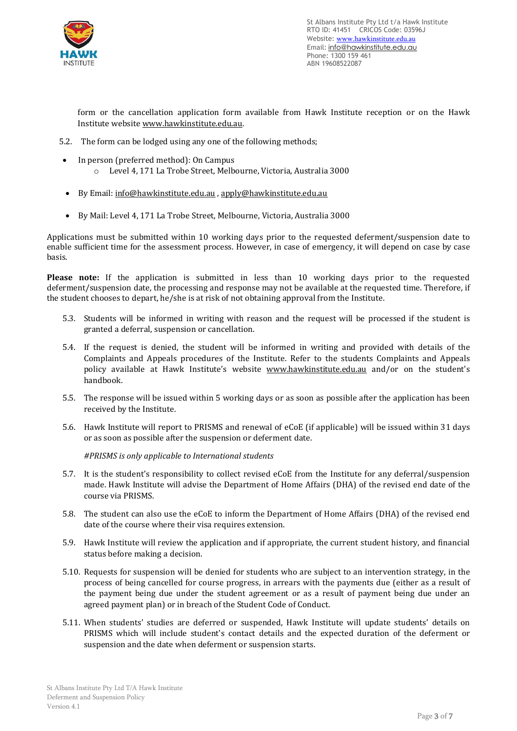form or the cancellation application form available from Hawk Institute reception or on the Hawk Institute website www.hawkinstitute.edu.au.

5.2. The form can be lodged using any one of the following methods;

- In person (preferred method): On Campus
  - Level 4, 171 La Trobe Street, Melbourne, Victoria, Australia 3000
- By Email: info@hawkinstitute.edu.au , apply@hawkinstitute.edu.au
- By Mail: Level 4, 171 La Trobe Street, Melbourne, Victoria, Australia 3000

Applications must be submitted within 10 working days prior to the requested deferment/suspension date to enable sufficient time for the assessment process. However, in case of emergency, it will depend on case by case basis.

**Please note:** If the application is submitted in less than 10 working days prior to the requested deferment/suspension date, the processing and response may not be available at the requested time. Therefore, if the student chooses to depart, he/she is at risk of not obtaining approval from the Institute.

5.3. Students will be informed in writing with reason and the request will be processed if the student is granted a deferral, suspension or cancellation.

5.4. If the request is denied, the student will be informed in writing and provided with details of the Complaints and Appeals procedures of the Institute. Refer to the students Complaints and Appeals policy available at Hawk Institute's website www.hawkinstitute.edu.au and/or on the student's handbook.

5.5. The response will be issued within 5 working days or as soon as possible after the application has been received by the Institute.

5.6. Hawk Institute will report to PRISMS and renewal of eCoE (if applicable) will be issued within 31 days or as soon as possible after the suspension or deferment date.

*#PRISMS is only applicable to International students*

5.7. It is the student's responsibility to collect revised eCoE from the Institute for any deferral/suspension made. Hawk Institute will advise the Department of Home Affairs (DHA) of the revised end date of the course via PRISMS.

5.8. The student can also use the eCoE to inform the Department of Home Affairs (DHA) of the revised end date of the course where their visa requires extension.

5.9. Hawk Institute will review the application and if appropriate, the current student history, and financial status before making a decision.

5.10. Requests for suspension will be denied for students who are subject to an intervention strategy, in the process of being cancelled for course progress, in arrears with the payments due (either as a result of the payment being due under the student agreement or as a result of payment being due under an agreed payment plan) or in breach of the Student Code of Conduct.

5.11. When students' studies are deferred or suspended, Hawk Institute will update students' details on PRISMS which will include student's contact details and the expected duration of the deferment or suspension and the date when deferment or suspension starts.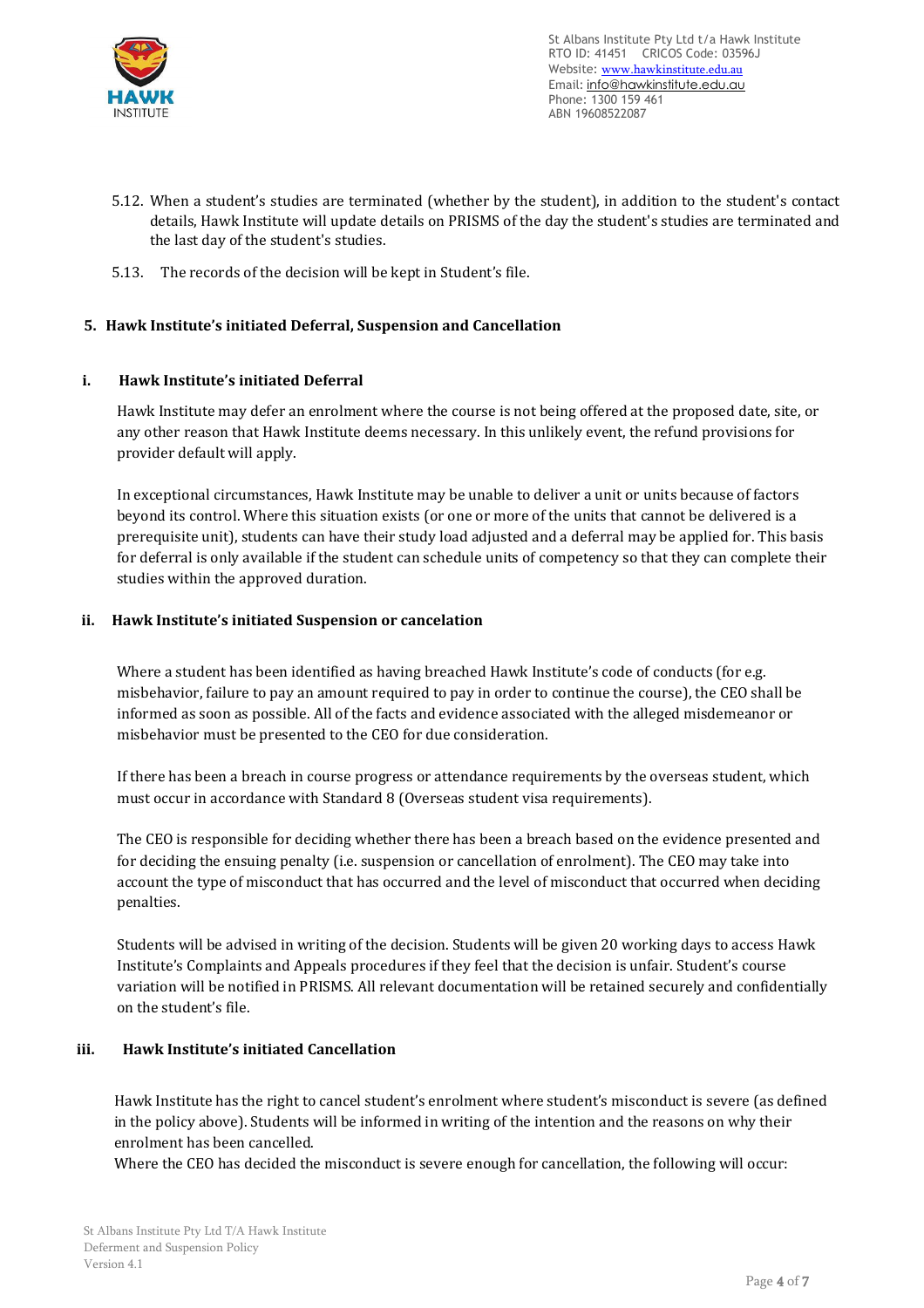5.12. When a student's studies are terminated (whether by the student), in addition to the student's contact details, Hawk Institute will update details on PRISMS of the day the student's studies are terminated and the last day of the student's studies.

5.13. The records of the decision will be kept in Student's file.

## 5. Hawk Institute's initiated Deferral, Suspension and Cancellation

### i. Hawk Institute's initiated Deferral

Hawk Institute may defer an enrolment where the course is not being offered at the proposed date, site, or any other reason that Hawk Institute deems necessary. In this unlikely event, the refund provisions for provider default will apply.

In exceptional circumstances, Hawk Institute may be unable to deliver a unit or units because of factors beyond its control. Where this situation exists (or one or more of the units that cannot be delivered is a prerequisite unit), students can have their study load adjusted and a deferral may be applied for. This basis for deferral is only available if the student can schedule units of competency so that they can complete their studies within the approved duration.

### ii. Hawk Institute's initiated Suspension or cancelation

Where a student has been identified as having breached Hawk Institute's code of conducts (for e.g. misbehavior, failure to pay an amount required to pay in order to continue the course), the CEO shall be informed as soon as possible. All of the facts and evidence associated with the alleged misdemeanor or misbehavior must be presented to the CEO for due consideration.

If there has been a breach in course progress or attendance requirements by the overseas student, which must occur in accordance with Standard 8 (Overseas student visa requirements).

The CEO is responsible for deciding whether there has been a breach based on the evidence presented and for deciding the ensuing penalty (i.e. suspension or cancellation of enrolment). The CEO may take into account the type of misconduct that has occurred and the level of misconduct that occurred when deciding penalties.

Students will be advised in writing of the decision. Students will be given 20 working days to access Hawk Institute's Complaints and Appeals procedures if they feel that the decision is unfair. Student's course variation will be notified in PRISMS. All relevant documentation will be retained securely and confidentially on the student's file.

### iii. Hawk Institute's initiated Cancellation

Hawk Institute has the right to cancel student's enrolment where student's misconduct is severe (as defined in the policy above). Students will be informed in writing of the intention and the reasons on why their enrolment has been cancelled.
Where the CEO has decided the misconduct is severe enough for cancellation, the following will occur: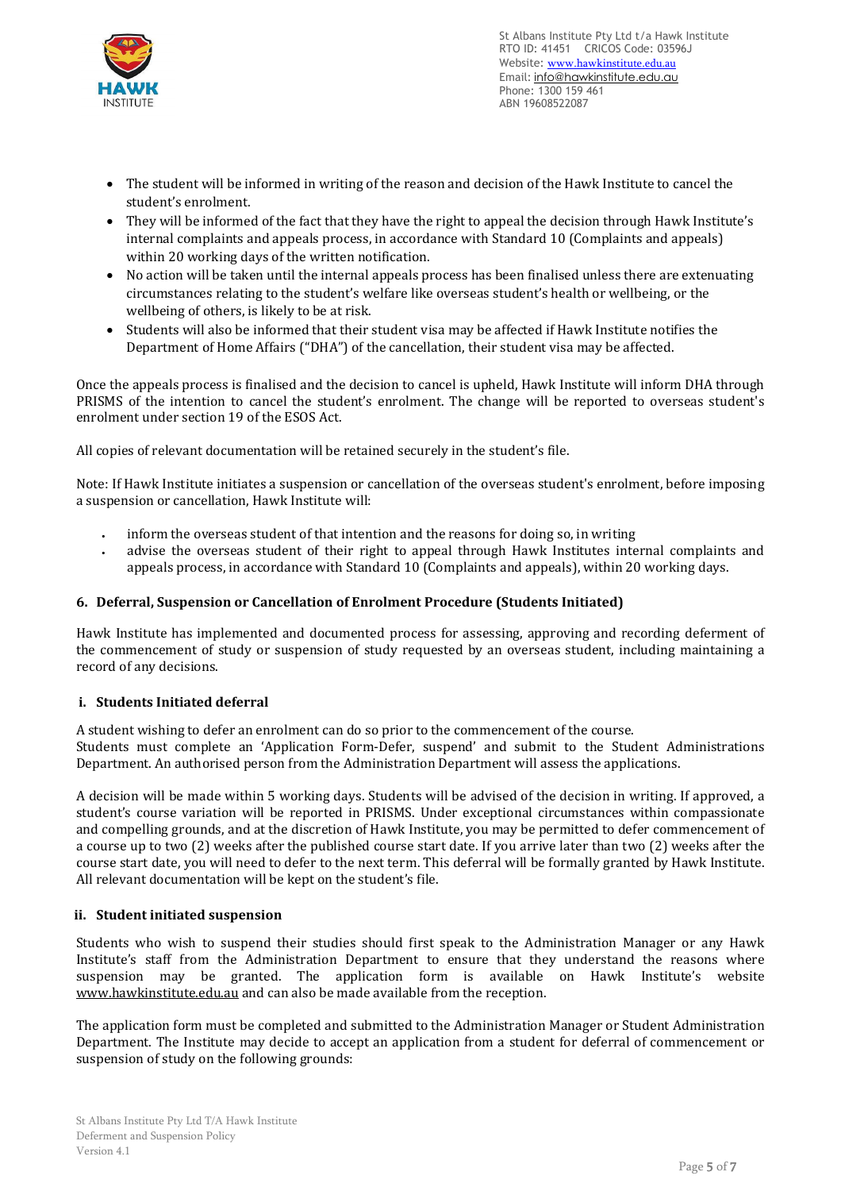- The student will be informed in writing of the reason and decision of the Hawk Institute to cancel the student's enrolment.
- They will be informed of the fact that they have the right to appeal the decision through Hawk Institute's internal complaints and appeals process, in accordance with Standard 10 (Complaints and appeals) within 20 working days of the written notification.
- No action will be taken until the internal appeals process has been finalised unless there are extenuating circumstances relating to the student's welfare like overseas student's health or wellbeing, or the wellbeing of others, is likely to be at risk.
- Students will also be informed that their student visa may be affected if Hawk Institute notifies the Department of Home Affairs ("DHA") of the cancellation, their student visa may be affected.

Once the appeals process is finalised and the decision to cancel is upheld, Hawk Institute will inform DHA through PRISMS of the intention to cancel the student's enrolment. The change will be reported to overseas student's enrolment under section 19 of the ESOS Act.

All copies of relevant documentation will be retained securely in the student's file.

Note: If Hawk Institute initiates a suspension or cancellation of the overseas student's enrolment, before imposing a suspension or cancellation, Hawk Institute will:

- inform the overseas student of that intention and the reasons for doing so, in writing
- advise the overseas student of their right to appeal through Hawk Institutes internal complaints and appeals process, in accordance with Standard 10 (Complaints and appeals), within 20 working days.

## 6. Deferral, Suspension or Cancellation of Enrolment Procedure (Students Initiated)

Hawk Institute has implemented and documented process for assessing, approving and recording deferment of the commencement of study or suspension of study requested by an overseas student, including maintaining a record of any decisions.

### i. Students Initiated deferral

A student wishing to defer an enrolment can do so prior to the commencement of the course.
Students must complete an 'Application Form-Defer, suspend' and submit to the Student Administrations Department. An authorised person from the Administration Department will assess the applications.

A decision will be made within 5 working days. Students will be advised of the decision in writing. If approved, a student's course variation will be reported in PRISMS. Under exceptional circumstances within compassionate and compelling grounds, and at the discretion of Hawk Institute, you may be permitted to defer commencement of a course up to two (2) weeks after the published course start date. If you arrive later than two (2) weeks after the course start date, you will need to defer to the next term. This deferral will be formally granted by Hawk Institute. All relevant documentation will be kept on the student's file.

### ii. Student initiated suspension

Students who wish to suspend their studies should first speak to the Administration Manager or any Hawk Institute's staff from the Administration Department to ensure that they understand the reasons where suspension may be granted. The application form is available on Hawk Institute's website www.hawkinstitute.edu.au and can also be made available from the reception.

The application form must be completed and submitted to the Administration Manager or Student Administration Department. The Institute may decide to accept an application from a student for deferral of commencement or suspension of study on the following grounds: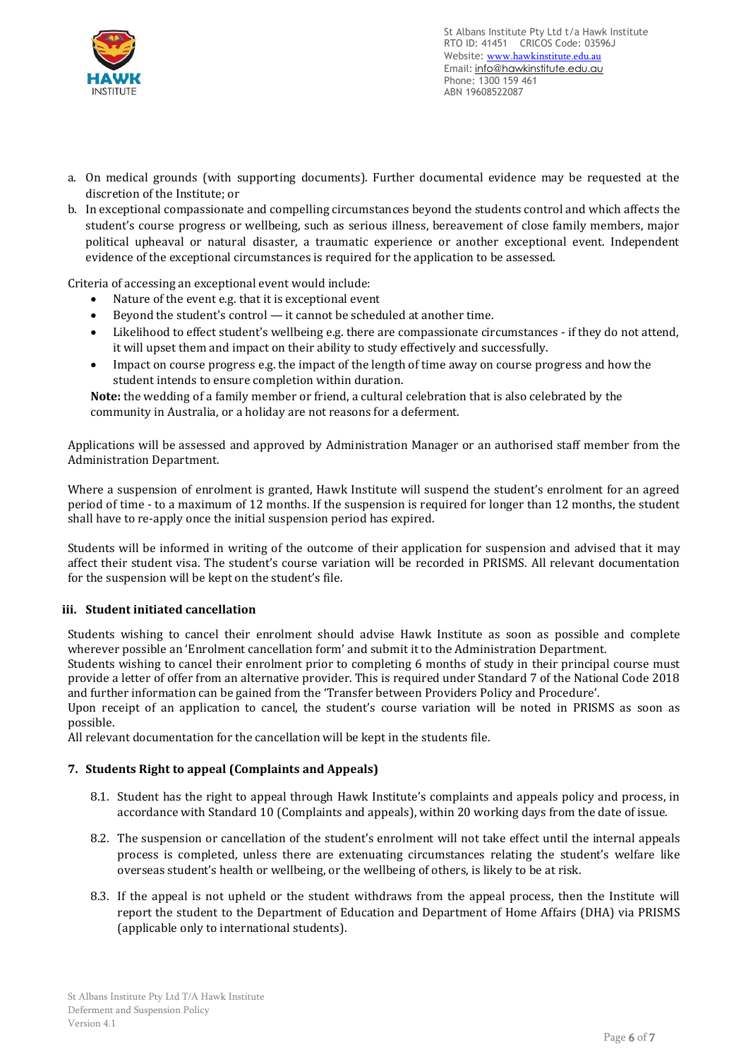a. On medical grounds (with supporting documents). Further documental evidence may be requested at the discretion of the Institute; or
b. In exceptional compassionate and compelling circumstances beyond the students control and which affects the student's course progress or wellbeing, such as serious illness, bereavement of close family members, major political upheaval or natural disaster, a traumatic experience or another exceptional event. Independent evidence of the exceptional circumstances is required for the application to be assessed.

Criteria of accessing an exceptional event would include:

- Nature of the event e.g. that it is exceptional event
- Beyond the student's control — it cannot be scheduled at another time.
- Likelihood to effect student's wellbeing e.g. there are compassionate circumstances - if they do not attend, it will upset them and impact on their ability to study effectively and successfully.
- Impact on course progress e.g. the impact of the length of time away on course progress and how the student intends to ensure completion within duration.

**Note:** the wedding of a family member or friend, a cultural celebration that is also celebrated by the community in Australia, or a holiday are not reasons for a deferment.

Applications will be assessed and approved by Administration Manager or an authorised staff member from the Administration Department.

Where a suspension of enrolment is granted, Hawk Institute will suspend the student's enrolment for an agreed period of time - to a maximum of 12 months. If the suspension is required for longer than 12 months, the student shall have to re-apply once the initial suspension period has expired.

Students will be informed in writing of the outcome of their application for suspension and advised that it may affect their student visa. The student's course variation will be recorded in PRISMS. All relevant documentation for the suspension will be kept on the student's file.

### iii. Student initiated cancellation

Students wishing to cancel their enrolment should advise Hawk Institute as soon as possible and complete wherever possible an 'Enrolment cancellation form' and submit it to the Administration Department.
Students wishing to cancel their enrolment prior to completing 6 months of study in their principal course must provide a letter of offer from an alternative provider. This is required under Standard 7 of the National Code 2018 and further information can be gained from the 'Transfer between Providers Policy and Procedure'.
Upon receipt of an application to cancel, the student's course variation will be noted in PRISMS as soon as possible.
All relevant documentation for the cancellation will be kept in the students file.

## 7. Students Right to appeal (Complaints and Appeals)

8.1. Student has the right to appeal through Hawk Institute's complaints and appeals policy and process, in accordance with Standard 10 (Complaints and appeals), within 20 working days from the date of issue.

8.2. The suspension or cancellation of the student's enrolment will not take effect until the internal appeals process is completed, unless there are extenuating circumstances relating the student's welfare like overseas student's health or wellbeing, or the wellbeing of others, is likely to be at risk.

8.3. If the appeal is not upheld or the student withdraws from the appeal process, then the Institute will report the student to the Department of Education and Department of Home Affairs (DHA) via PRISMS (applicable only to international students).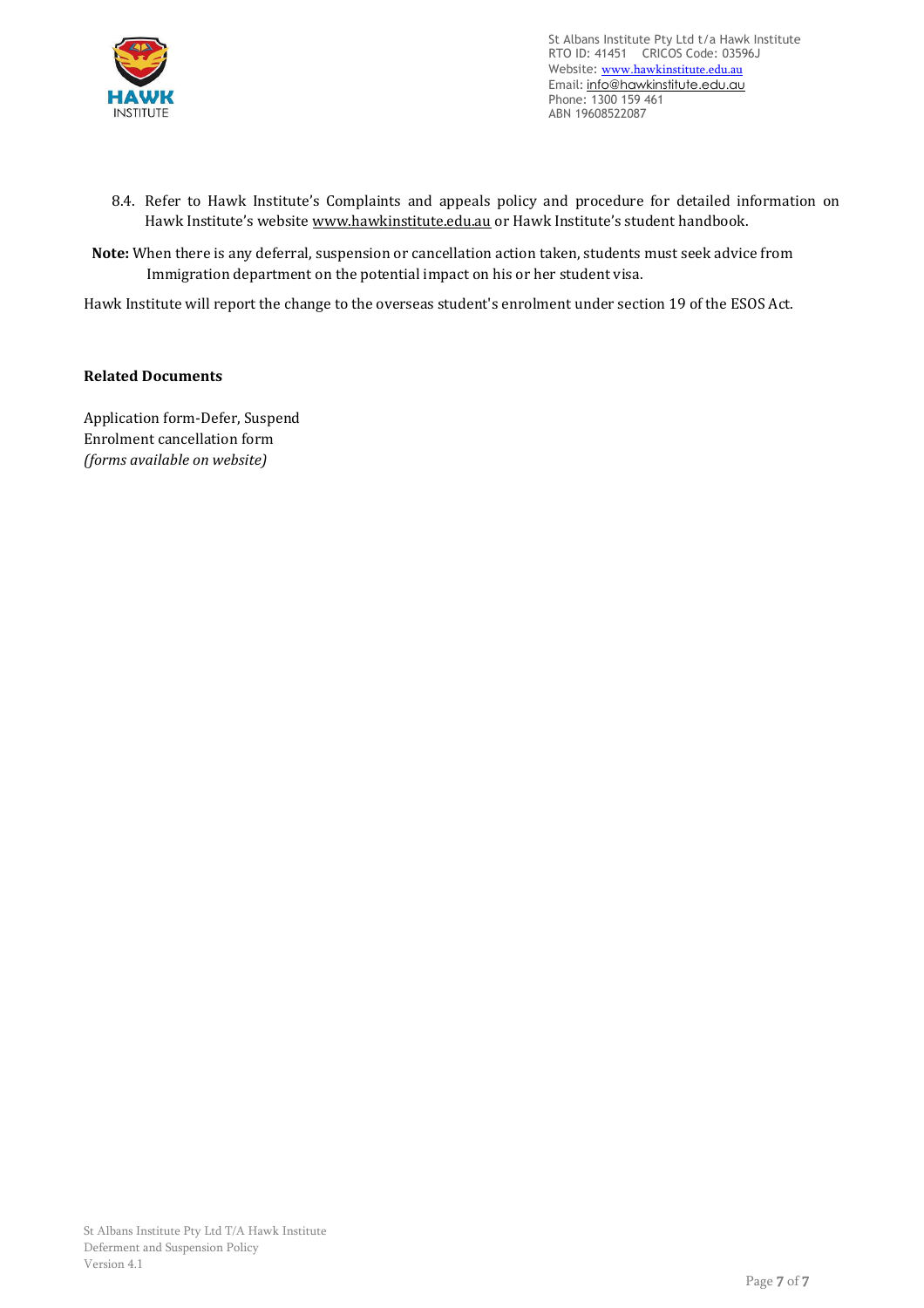8.4. Refer to Hawk Institute's Complaints and appeals policy and procedure for detailed information on Hawk Institute's website www.hawkinstitute.edu.au or Hawk Institute's student handbook.

**Note:** When there is any deferral, suspension or cancellation action taken, students must seek advice from Immigration department on the potential impact on his or her student visa.

Hawk Institute will report the change to the overseas student's enrolment under section 19 of the ESOS Act.

**Related Documents**

Application form-Defer, Suspend
Enrolment cancellation form
*(forms available on website)*